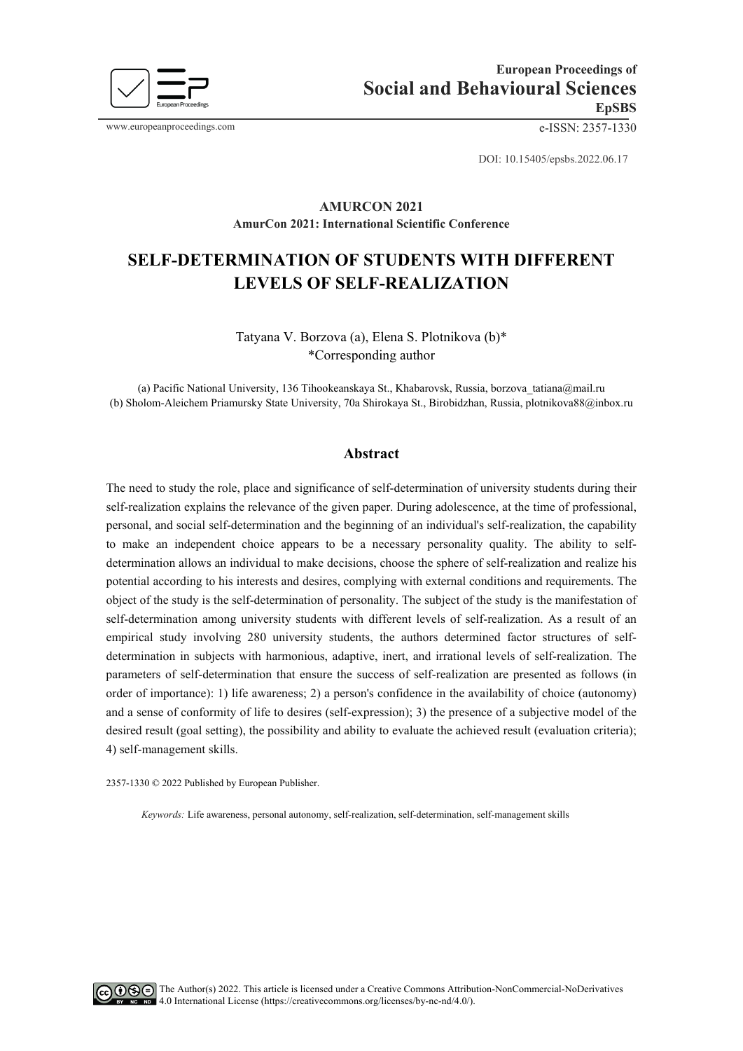European Proceedings of
Social and Behavioural Sciences
EpSBS

www.europeanproceedings.com e-ISSN: 2357-1330

DOI: 10.15405/epsbs.2022.06.17

**AMURCON 2021**
**AmurCon 2021: International Scientific Conference**

# SELF-DETERMINATION OF STUDENTS WITH DIFFERENT LEVELS OF SELF-REALIZATION

Tatyana V. Borzova (a), Elena S. Plotnikova (b)*
*Corresponding author

(a) Pacific National University, 136 Tihookeanskaya St., Khabarovsk, Russia, borzova_tatiana@mail.ru
(b) Sholom-Aleichem Priamursky State University, 70a Shirokaya St., Birobidzhan, Russia, plotnikova88@inbox.ru

## Abstract

The need to study the role, place and significance of self-determination of university students during their self-realization explains the relevance of the given paper. During adolescence, at the time of professional, personal, and social self-determination and the beginning of an individual's self-realization, the capability to make an independent choice appears to be a necessary personality quality. The ability to self-determination allows an individual to make decisions, choose the sphere of self-realization and realize his potential according to his interests and desires, complying with external conditions and requirements. The object of the study is the self-determination of personality. The subject of the study is the manifestation of self-determination among university students with different levels of self-realization. As a result of an empirical study involving 280 university students, the authors determined factor structures of self-determination in subjects with harmonious, adaptive, inert, and irrational levels of self-realization. The parameters of self-determination that ensure the success of self-realization are presented as follows (in order of importance): 1) life awareness; 2) a person's confidence in the availability of choice (autonomy) and a sense of conformity of life to desires (self-expression); 3) the presence of a subjective model of the desired result (goal setting), the possibility and ability to evaluate the achieved result (evaluation criteria); 4) self-management skills.

2357-1330 © 2022 Published by European Publisher.

*Keywords:* Life awareness, personal autonomy, self-realization, self-determination, self-management skills

The Author(s) 2022. This article is licensed under a Creative Commons Attribution-NonCommercial-NoDerivatives 4.0 International License (https://creativecommons.org/licenses/by-nc-nd/4.0/).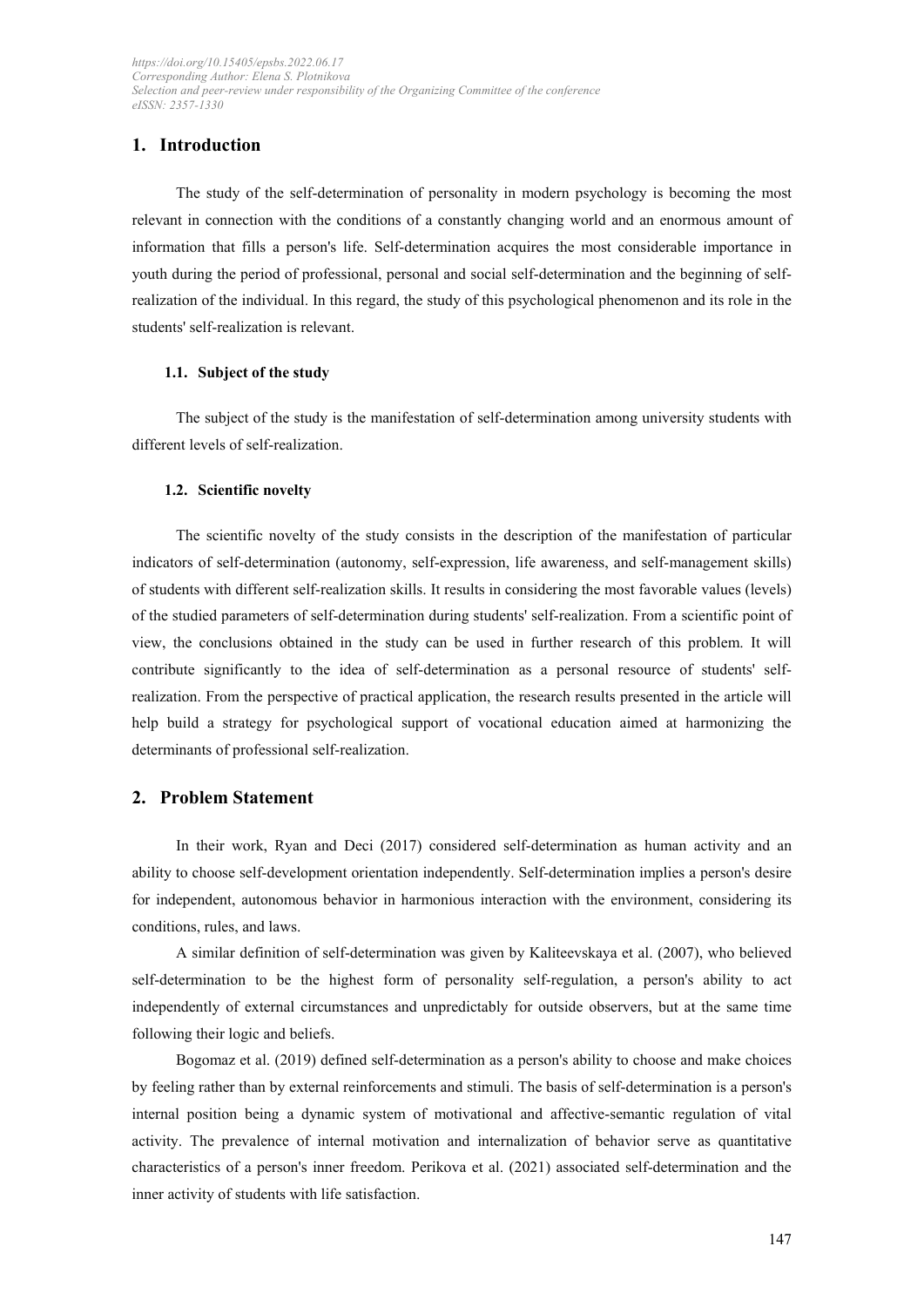## 1. Introduction

The study of the self-determination of personality in modern psychology is becoming the most relevant in connection with the conditions of a constantly changing world and an enormous amount of information that fills a person's life. Self-determination acquires the most considerable importance in youth during the period of professional, personal and social self-determination and the beginning of self-realization of the individual. In this regard, the study of this psychological phenomenon and its role in the students' self-realization is relevant.

### 1.1. Subject of the study

The subject of the study is the manifestation of self-determination among university students with different levels of self-realization.

### 1.2. Scientific novelty

The scientific novelty of the study consists in the description of the manifestation of particular indicators of self-determination (autonomy, self-expression, life awareness, and self-management skills) of students with different self-realization skills. It results in considering the most favorable values (levels) of the studied parameters of self-determination during students' self-realization. From a scientific point of view, the conclusions obtained in the study can be used in further research of this problem. It will contribute significantly to the idea of self-determination as a personal resource of students' self-realization. From the perspective of practical application, the research results presented in the article will help build a strategy for psychological support of vocational education aimed at harmonizing the determinants of professional self-realization.

## 2. Problem Statement

In their work, Ryan and Deci (2017) considered self-determination as human activity and an ability to choose self-development orientation independently. Self-determination implies a person's desire for independent, autonomous behavior in harmonious interaction with the environment, considering its conditions, rules, and laws.

A similar definition of self-determination was given by Kaliteevskaya et al. (2007), who believed self-determination to be the highest form of personality self-regulation, a person's ability to act independently of external circumstances and unpredictably for outside observers, but at the same time following their logic and beliefs.

Bogomaz et al. (2019) defined self-determination as a person's ability to choose and make choices by feeling rather than by external reinforcements and stimuli. The basis of self-determination is a person's internal position being a dynamic system of motivational and affective-semantic regulation of vital activity. The prevalence of internal motivation and internalization of behavior serve as quantitative characteristics of a person's inner freedom. Perikova et al. (2021) associated self-determination and the inner activity of students with life satisfaction.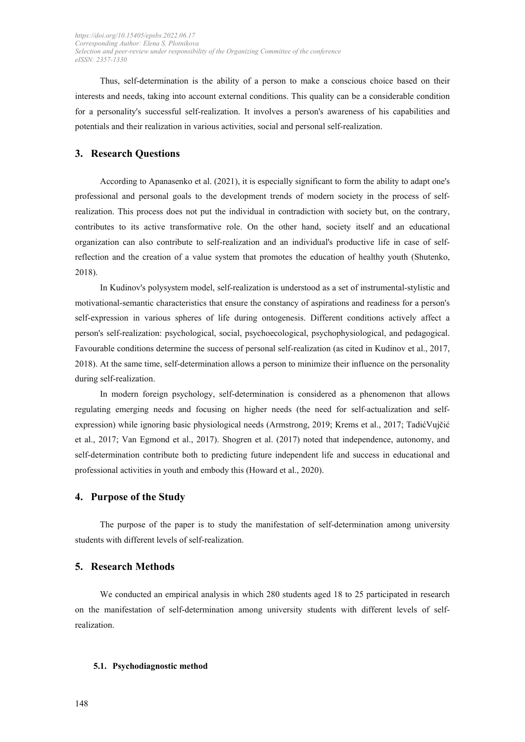Thus, self-determination is the ability of a person to make a conscious choice based on their interests and needs, taking into account external conditions. This quality can be a considerable condition for a personality's successful self-realization. It involves a person's awareness of his capabilities and potentials and their realization in various activities, social and personal self-realization.

## 3. Research Questions

According to Apanasenko et al. (2021), it is especially significant to form the ability to adapt one's professional and personal goals to the development trends of modern society in the process of self-realization. This process does not put the individual in contradiction with society but, on the contrary, contributes to its active transformative role. On the other hand, society itself and an educational organization can also contribute to self-realization and an individual's productive life in case of self-reflection and the creation of a value system that promotes the education of healthy youth (Shutenko, 2018).

In Kudinov's polysystem model, self-realization is understood as a set of instrumental-stylistic and motivational-semantic characteristics that ensure the constancy of aspirations and readiness for a person's self-expression in various spheres of life during ontogenesis. Different conditions actively affect a person's self-realization: psychological, social, psychoecological, psychophysiological, and pedagogical. Favourable conditions determine the success of personal self-realization (as cited in Kudinov et al., 2017, 2018). At the same time, self-determination allows a person to minimize their influence on the personality during self-realization.

In modern foreign psychology, self-determination is considered as a phenomenon that allows regulating emerging needs and focusing on higher needs (the need for self-actualization and self-expression) while ignoring basic physiological needs (Armstrong, 2019; Krems et al., 2017; TadićVujčić et al., 2017; Van Egmond et al., 2017). Shogren et al. (2017) noted that independence, autonomy, and self-determination contribute both to predicting future independent life and success in educational and professional activities in youth and embody this (Howard et al., 2020).

## 4. Purpose of the Study

The purpose of the paper is to study the manifestation of self-determination among university students with different levels of self-realization.

## 5. Research Methods

We conducted an empirical analysis in which 280 students aged 18 to 25 participated in research on the manifestation of self-determination among university students with different levels of self-realization.

### 5.1. Psychodiagnostic method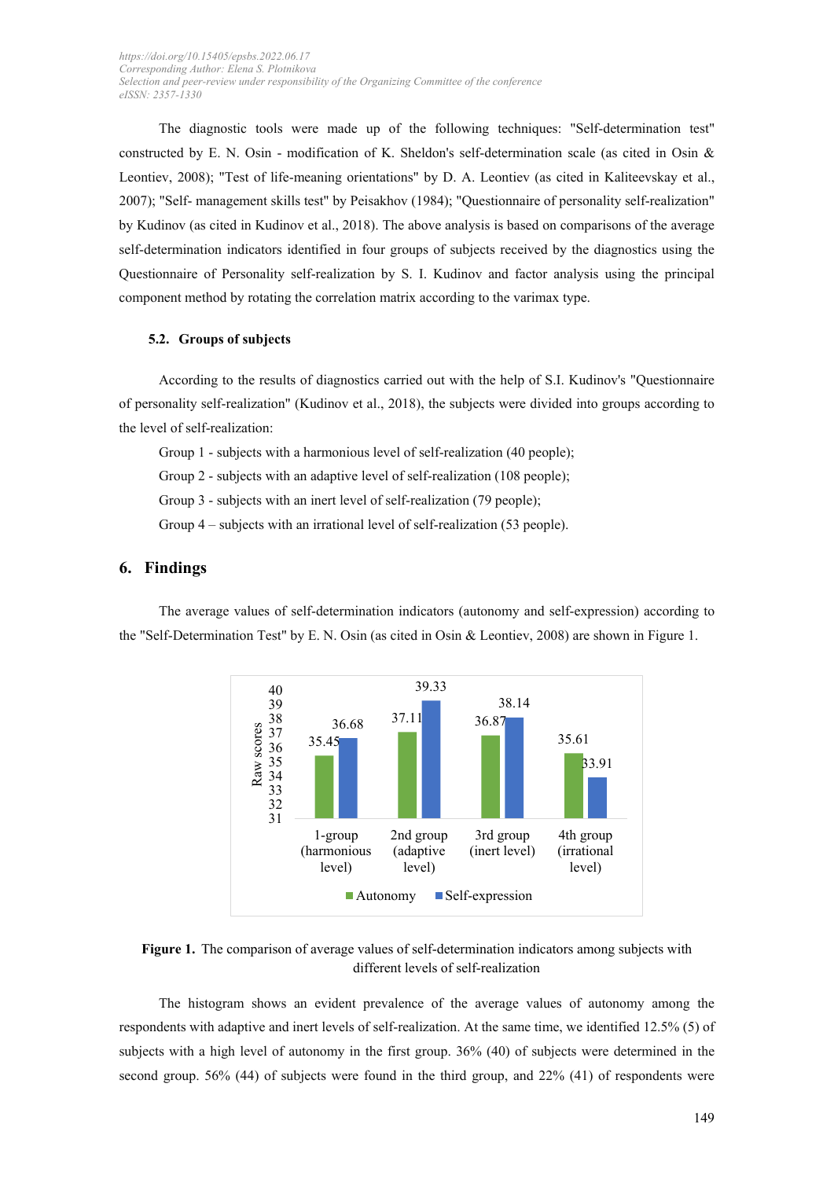The diagnostic tools were made up of the following techniques: "Self-determination test" constructed by E. N. Osin - modification of K. Sheldon's self-determination scale (as cited in Osin & Leontiev, 2008); "Test of life-meaning orientations" by D. A. Leontiev (as cited in Kaliteevskay et al., 2007); "Self- management skills test" by Peisakhov (1984); "Questionnaire of personality self-realization" by Kudinov (as cited in Kudinov et al., 2018). The above analysis is based on comparisons of the average self-determination indicators identified in four groups of subjects received by the diagnostics using the Questionnaire of Personality self-realization by S. I. Kudinov and factor analysis using the principal component method by rotating the correlation matrix according to the varimax type.

### 5.2. Groups of subjects

According to the results of diagnostics carried out with the help of S.I. Kudinov's "Questionnaire of personality self-realization" (Kudinov et al., 2018), the subjects were divided into groups according to the level of self-realization:

Group 1 - subjects with a harmonious level of self-realization (40 people);

Group 2 - subjects with an adaptive level of self-realization (108 people);

Group 3 - subjects with an inert level of self-realization (79 people);

Group 4 – subjects with an irrational level of self-realization (53 people).

## 6. Findings

The average values of self-determination indicators (autonomy and self-expression) according to the "Self-Determination Test" by E. N. Osin (as cited in Osin & Leontiev, 2008) are shown in Figure 1.

| | 1-group (harmonious level) | 2nd group (adaptive level) | 3rd group (inert level) | 4th group (irrational level) |
|---|---|---|---|---|
| Autonomy | 35.45 | 37.11 | 36.87 | 35.61 |
| Self-expression | 36.68 | 39.33 | 38.14 | 33.91 |

**Figure 1.** The comparison of average values of self-determination indicators among subjects with different levels of self-realization

The histogram shows an evident prevalence of the average values of autonomy among the respondents with adaptive and inert levels of self-realization. At the same time, we identified 12.5% (5) of subjects with a high level of autonomy in the first group. 36% (40) of subjects were determined in the second group. 56% (44) of subjects were found in the third group, and 22% (41) of respondents were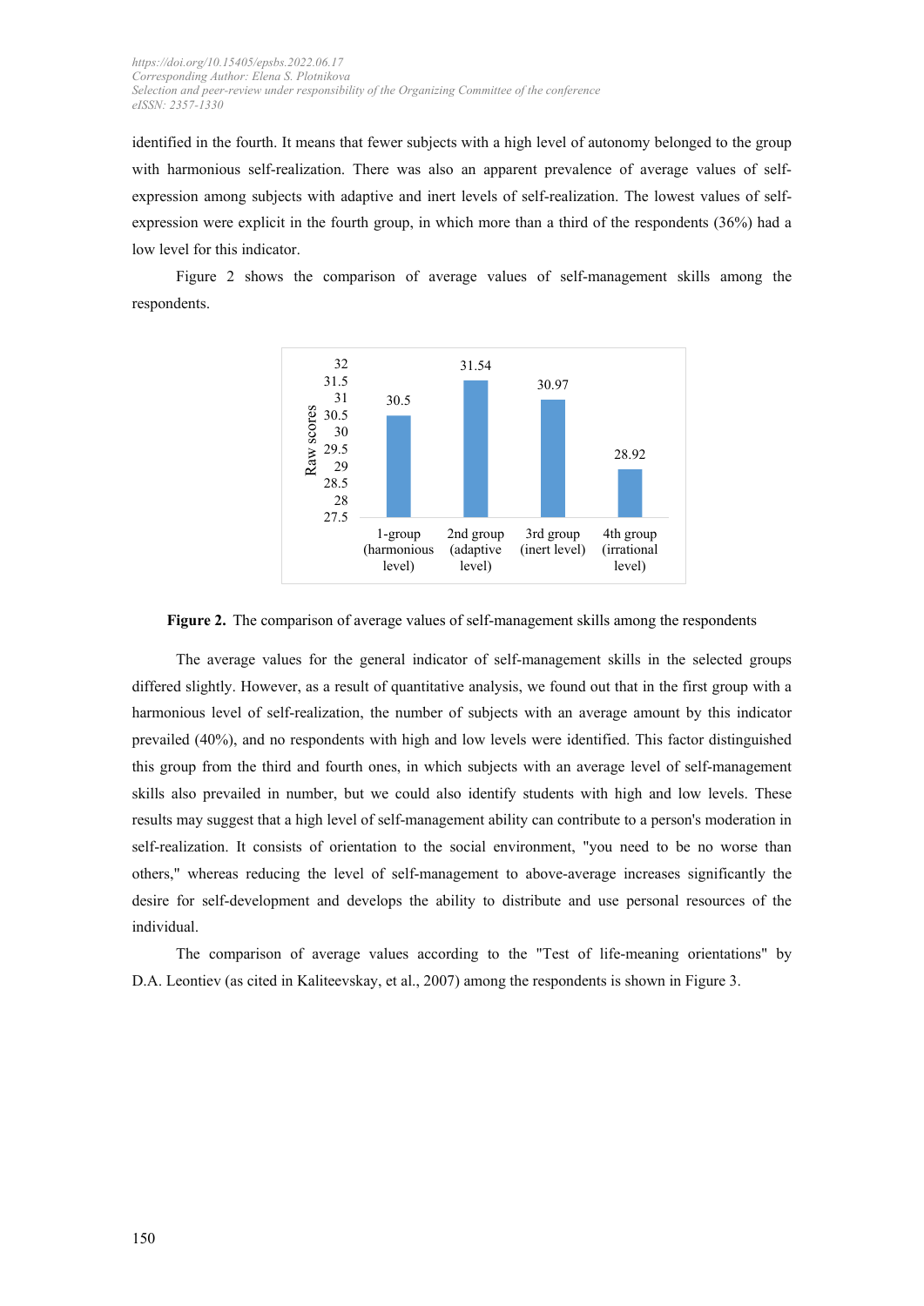identified in the fourth. It means that fewer subjects with a high level of autonomy belonged to the group with harmonious self-realization. There was also an apparent prevalence of average values of self-expression among subjects with adaptive and inert levels of self-realization. The lowest values of self-expression were explicit in the fourth group, in which more than a third of the respondents (36%) had a low level for this indicator.

Figure 2 shows the comparison of average values of self-management skills among the respondents.

**Figure 2.** The comparison of average values of self-management skills among the respondents

The average values for the general indicator of self-management skills in the selected groups differed slightly. However, as a result of quantitative analysis, we found out that in the first group with a harmonious level of self-realization, the number of subjects with an average amount by this indicator prevailed (40%), and no respondents with high and low levels were identified. This factor distinguished this group from the third and fourth ones, in which subjects with an average level of self-management skills also prevailed in number, but we could also identify students with high and low levels. These results may suggest that a high level of self-management ability can contribute to a person's moderation in self-realization. It consists of orientation to the social environment, "you need to be no worse than others," whereas reducing the level of self-management to above-average increases significantly the desire for self-development and develops the ability to distribute and use personal resources of the individual.

The comparison of average values according to the "Test of life-meaning orientations" by D.A. Leontiev (as cited in Kaliteevskay, et al., 2007) among the respondents is shown in Figure 3.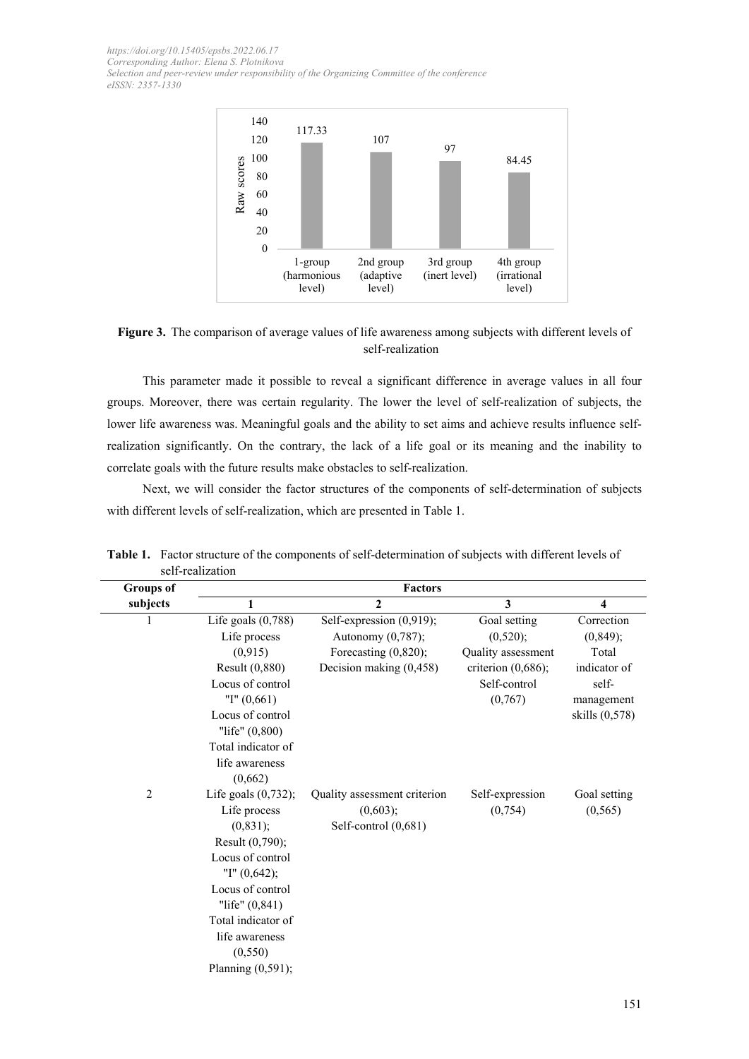**Figure 3.** The comparison of average values of life awareness among subjects with different levels of self-realization

This parameter made it possible to reveal a significant difference in average values in all four groups. Moreover, there was certain regularity. The lower the level of self-realization of subjects, the lower life awareness was. Meaningful goals and the ability to set aims and achieve results influence self-realization significantly. On the contrary, the lack of a life goal or its meaning and the inability to correlate goals with the future results make obstacles to self-realization.

Next, we will consider the factor structures of the components of self-determination of subjects with different levels of self-realization, which are presented in Table 1.

**Table 1.** Factor structure of the components of self-determination of subjects with different levels of self-realization

| Groups of subjects | Factors | | | |
|---|---|---|---|---|
| | 1 | 2 | 3 | 4 |
| 1 | Life goals (0,788) Life process (0,915) Result (0,880) Locus of control "I" (0,661) Locus of control "life" (0,800) Total indicator of life awareness (0,662) | Self-expression (0,919); Autonomy (0,787); Forecasting (0,820); Decision making (0,458) | Goal setting (0,520); Quality assessment criterion (0,686); Self-control (0,767) | Correction (0,849); Total indicator of self-management skills (0,578) |
| 2 | Life goals (0,732); Life process (0,831); Result (0,790); Locus of control "I" (0,642); Locus of control "life" (0,841) Total indicator of life awareness (0,550) Planning (0,591); | Quality assessment criterion (0,603); Self-control (0,681) | Self-expression (0,754) | Goal setting (0,565) |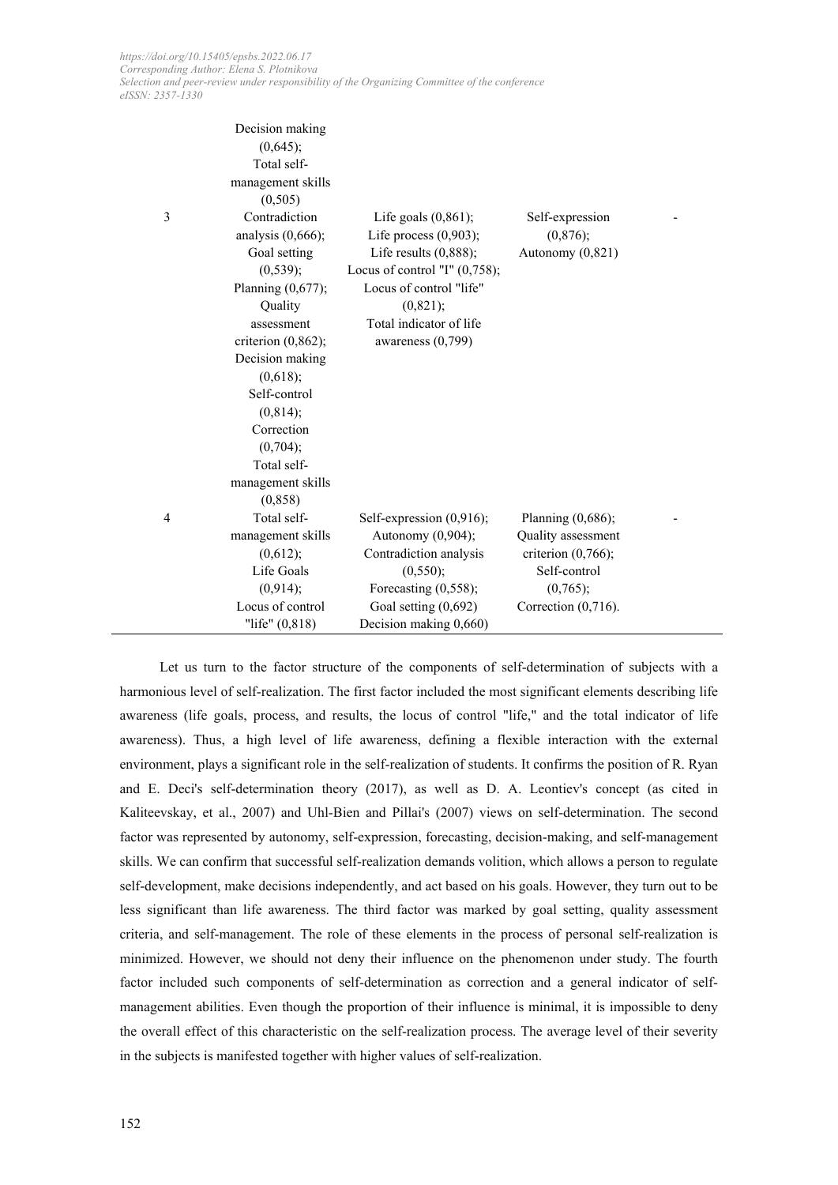|  | Decision making (0,645); Total self-management skills (0,505) |  |  |  |
|---|---|---|---|---|
| 3 | Contradiction analysis (0,666); Goal setting (0,539); Planning (0,677); Quality assessment criterion (0,862); Decision making (0,618); Self-control (0,814); Correction (0,704); Total self-management skills (0,858) | Life goals (0,861); Life process (0,903); Life results (0,888); Locus of control "I" (0,758); Locus of control "life" (0,821); Total indicator of life awareness (0,799) | Self-expression (0,876); Autonomy (0,821) | - |
| 4 | Total self-management skills (0,612); Life Goals (0,914); Locus of control "life" (0,818) | Self-expression (0,916); Autonomy (0,904); Contradiction analysis (0,550); Forecasting (0,558); Goal setting (0,692) Decision making 0,660) | Planning (0,686); Quality assessment criterion (0,766); Self-control (0,765); Correction (0,716). | - |

Let us turn to the factor structure of the components of self-determination of subjects with a harmonious level of self-realization. The first factor included the most significant elements describing life awareness (life goals, process, and results, the locus of control "life," and the total indicator of life awareness). Thus, a high level of life awareness, defining a flexible interaction with the external environment, plays a significant role in the self-realization of students. It confirms the position of R. Ryan and E. Deci's self-determination theory (2017), as well as D. A. Leontiev's concept (as cited in Kaliteevskay, et al., 2007) and Uhl-Bien and Pillai's (2007) views on self-determination. The second factor was represented by autonomy, self-expression, forecasting, decision-making, and self-management skills. We can confirm that successful self-realization demands volition, which allows a person to regulate self-development, make decisions independently, and act based on his goals. However, they turn out to be less significant than life awareness. The third factor was marked by goal setting, quality assessment criteria, and self-management. The role of these elements in the process of personal self-realization is minimized. However, we should not deny their influence on the phenomenon under study. The fourth factor included such components of self-determination as correction and a general indicator of self-management abilities. Even though the proportion of their influence is minimal, it is impossible to deny the overall effect of this characteristic on the self-realization process. The average level of their severity in the subjects is manifested together with higher values of self-realization.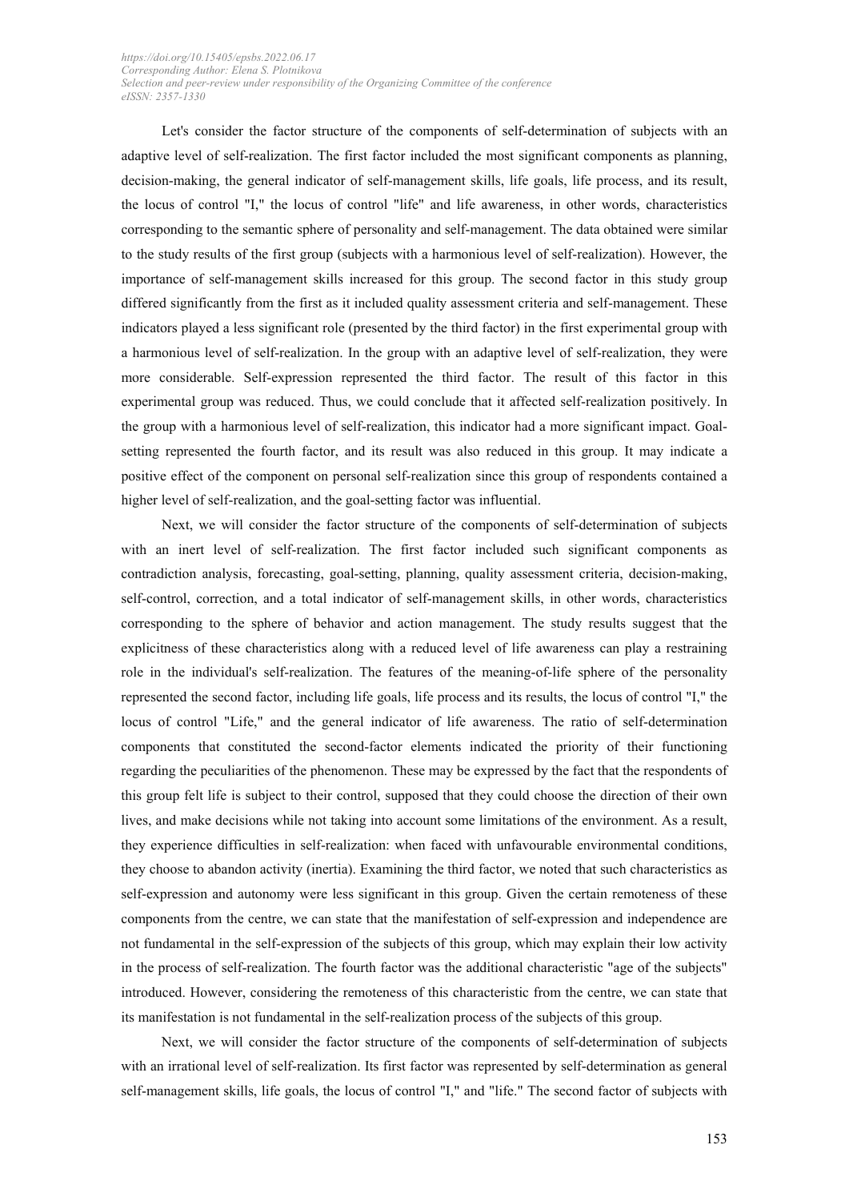Let's consider the factor structure of the components of self-determination of subjects with an adaptive level of self-realization. The first factor included the most significant components as planning, decision-making, the general indicator of self-management skills, life goals, life process, and its result, the locus of control "I," the locus of control "life" and life awareness, in other words, characteristics corresponding to the semantic sphere of personality and self-management. The data obtained were similar to the study results of the first group (subjects with a harmonious level of self-realization). However, the importance of self-management skills increased for this group. The second factor in this study group differed significantly from the first as it included quality assessment criteria and self-management. These indicators played a less significant role (presented by the third factor) in the first experimental group with a harmonious level of self-realization. In the group with an adaptive level of self-realization, they were more considerable. Self-expression represented the third factor. The result of this factor in this experimental group was reduced. Thus, we could conclude that it affected self-realization positively. In the group with a harmonious level of self-realization, this indicator had a more significant impact. Goal-setting represented the fourth factor, and its result was also reduced in this group. It may indicate a positive effect of the component on personal self-realization since this group of respondents contained a higher level of self-realization, and the goal-setting factor was influential.

Next, we will consider the factor structure of the components of self-determination of subjects with an inert level of self-realization. The first factor included such significant components as contradiction analysis, forecasting, goal-setting, planning, quality assessment criteria, decision-making, self-control, correction, and a total indicator of self-management skills, in other words, characteristics corresponding to the sphere of behavior and action management. The study results suggest that the explicitness of these characteristics along with a reduced level of life awareness can play a restraining role in the individual's self-realization. The features of the meaning-of-life sphere of the personality represented the second factor, including life goals, life process and its results, the locus of control "I," the locus of control "Life," and the general indicator of life awareness. The ratio of self-determination components that constituted the second-factor elements indicated the priority of their functioning regarding the peculiarities of the phenomenon. These may be expressed by the fact that the respondents of this group felt life is subject to their control, supposed that they could choose the direction of their own lives, and make decisions while not taking into account some limitations of the environment. As a result, they experience difficulties in self-realization: when faced with unfavourable environmental conditions, they choose to abandon activity (inertia). Examining the third factor, we noted that such characteristics as self-expression and autonomy were less significant in this group. Given the certain remoteness of these components from the centre, we can state that the manifestation of self-expression and independence are not fundamental in the self-expression of the subjects of this group, which may explain their low activity in the process of self-realization. The fourth factor was the additional characteristic "age of the subjects" introduced. However, considering the remoteness of this characteristic from the centre, we can state that its manifestation is not fundamental in the self-realization process of the subjects of this group.

Next, we will consider the factor structure of the components of self-determination of subjects with an irrational level of self-realization. Its first factor was represented by self-determination as general self-management skills, life goals, the locus of control "I," and "life." The second factor of subjects with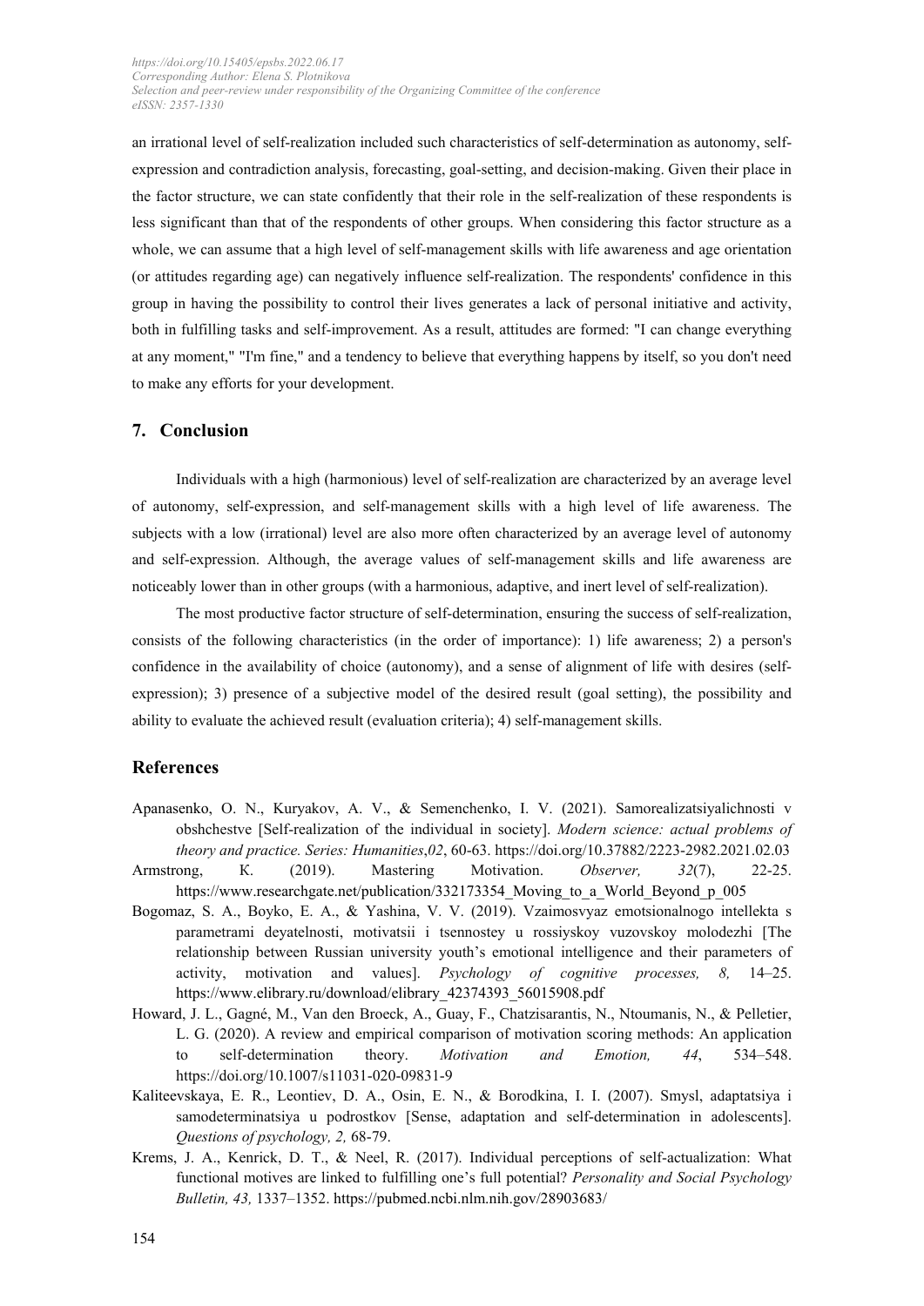an irrational level of self-realization included such characteristics of self-determination as autonomy, self-expression and contradiction analysis, forecasting, goal-setting, and decision-making. Given their place in the factor structure, we can state confidently that their role in the self-realization of these respondents is less significant than that of the respondents of other groups. When considering this factor structure as a whole, we can assume that a high level of self-management skills with life awareness and age orientation (or attitudes regarding age) can negatively influence self-realization. The respondents' confidence in this group in having the possibility to control their lives generates a lack of personal initiative and activity, both in fulfilling tasks and self-improvement. As a result, attitudes are formed: "I can change everything at any moment," "I'm fine," and a tendency to believe that everything happens by itself, so you don't need to make any efforts for your development.

## 7. Conclusion

Individuals with a high (harmonious) level of self-realization are characterized by an average level of autonomy, self-expression, and self-management skills with a high level of life awareness. The subjects with a low (irrational) level are also more often characterized by an average level of autonomy and self-expression. Although, the average values of self-management skills and life awareness are noticeably lower than in other groups (with a harmonious, adaptive, and inert level of self-realization).

The most productive factor structure of self-determination, ensuring the success of self-realization, consists of the following characteristics (in the order of importance): 1) life awareness; 2) a person's confidence in the availability of choice (autonomy), and a sense of alignment of life with desires (self-expression); 3) presence of a subjective model of the desired result (goal setting), the possibility and ability to evaluate the achieved result (evaluation criteria); 4) self-management skills.

## References

Apanasenko, O. N., Kuryakov, A. V., & Semenchenko, I. V. (2021). Samorealizatsiyalichnosti v obshchestve [Self-realization of the individual in society]. *Modern science: actual problems of theory and practice. Series: Humanities*,*02*, 60-63. https://doi.org/10.37882/2223-2982.2021.02.03

Armstrong, K. (2019). Mastering Motivation. *Observer, 32*(7), 22-25. https://www.researchgate.net/publication/332173354_Moving_to_a_World_Beyond_p_005

Bogomaz, S. A., Boyko, E. A., & Yashina, V. V. (2019). Vzaimosvyaz emotsionalnogo intellekta s parametrami deyatelnosti, motivatsii i tsennostey u rossiyskoy vuzovskoy molodezhi [The relationship between Russian university youth's emotional intelligence and their parameters of activity, motivation and values]. *Psychology of cognitive processes, 8,* 14–25. https://www.elibrary.ru/download/elibrary_42374393_56015908.pdf

Howard, J. L., Gagné, M., Van den Broeck, A., Guay, F., Chatzisarantis, N., Ntoumanis, N., & Pelletier, L. G. (2020). A review and empirical comparison of motivation scoring methods: An application to self-determination theory. *Motivation and Emotion, 44*, 534–548. https://doi.org/10.1007/s11031-020-09831-9

Kaliteevskaya, E. R., Leontiev, D. A., Osin, E. N., & Borodkina, I. I. (2007). Smysl, adaptatsiya i samodeterminatsiya u podrostkov [Sense, adaptation and self-determination in adolescents]. *Questions of psychology, 2,* 68-79.

Krems, J. A., Kenrick, D. T., & Neel, R. (2017). Individual perceptions of self-actualization: What functional motives are linked to fulfilling one's full potential? *Personality and Social Psychology Bulletin, 43,* 1337–1352. https://pubmed.ncbi.nlm.nih.gov/28903683/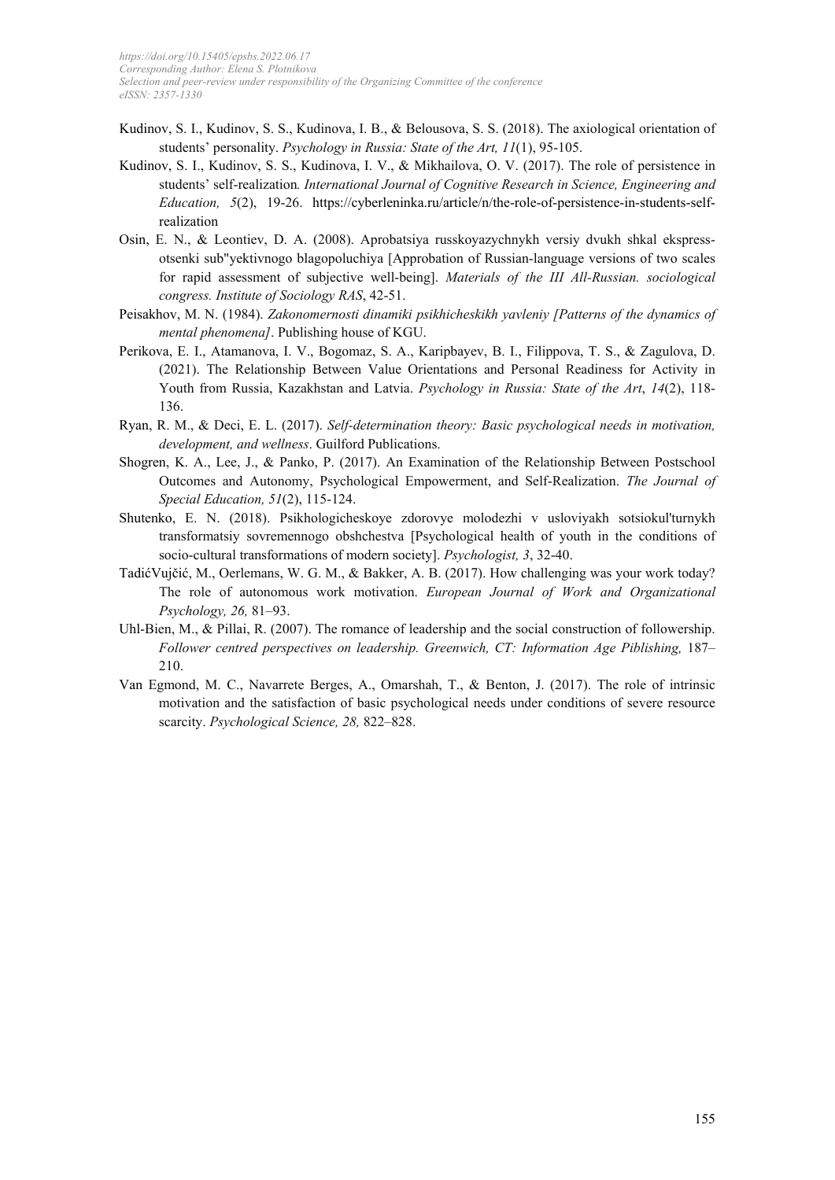Kudinov, S. I., Kudinov, S. S., Kudinova, I. B., & Belousova, S. S. (2018). The axiological orientation of students' personality. *Psychology in Russia: State of the Art, 11*(1), 95-105.

Kudinov, S. I., Kudinov, S. S., Kudinova, I. V., & Mikhailova, O. V. (2017). The role of persistence in students' self-realization*. International Journal of Cognitive Research in Science, Engineering and Education, 5*(2), 19-26. https://cyberleninka.ru/article/n/the-role-of-persistence-in-students-self-realization

Osin, E. N., & Leontiev, D. A. (2008). Aprobatsiya russkoyazychnykh versiy dvukh shkal ekspress-otsenki sub"yektivnogo blagopoluchiya [Approbation of Russian-language versions of two scales for rapid assessment of subjective well-being]. *Materials of the III All-Russian. sociological congress. Institute of Sociology RAS*, 42-51.

Peisakhov, M. N. (1984). *Zakonomernosti dinamiki psikhicheskikh yavleniy [Patterns of the dynamics of mental phenomena]*. Publishing house of KGU.

Perikova, E. I., Atamanova, I. V., Bogomaz, S. A., Karipbayev, B. I., Filippova, T. S., & Zagulova, D. (2021). The Relationship Between Value Orientations and Personal Readiness for Activity in Youth from Russia, Kazakhstan and Latvia. *Psychology in Russia: State of the Art*, *14*(2), 118-136.

Ryan, R. M., & Deci, E. L. (2017). *Self-determination theory: Basic psychological needs in motivation, development, and wellness*. Guilford Publications.

Shogren, K. A., Lee, J., & Panko, P. (2017). An Examination of the Relationship Between Postschool Outcomes and Autonomy, Psychological Empowerment, and Self-Realization. *The Journal of Special Education, 51*(2), 115-124.

Shutenko, E. N. (2018). Psikhologicheskoye zdorovye molodezhi v usloviyakh sotsiokul'turnykh transformatsiy sovremennogo obshchestva [Psychological health of youth in the conditions of socio-cultural transformations of modern society]. *Psychologist, 3*, 32-40.

TadićVujčić, M., Oerlemans, W. G. M., & Bakker, A. B. (2017). How challenging was your work today? The role of autonomous work motivation. *European Journal of Work and Organizational Psychology, 26,* 81–93.

Uhl-Bien, M., & Pillai, R. (2007). The romance of leadership and the social construction of followership. *Follower centred perspectives on leadership. Greenwich, CT: Information Age Piblishing,* 187–210.

Van Egmond, M. C., Navarrete Berges, A., Omarshah, T., & Benton, J. (2017). The role of intrinsic motivation and the satisfaction of basic psychological needs under conditions of severe resource scarcity. *Psychological Science, 28,* 822–828.